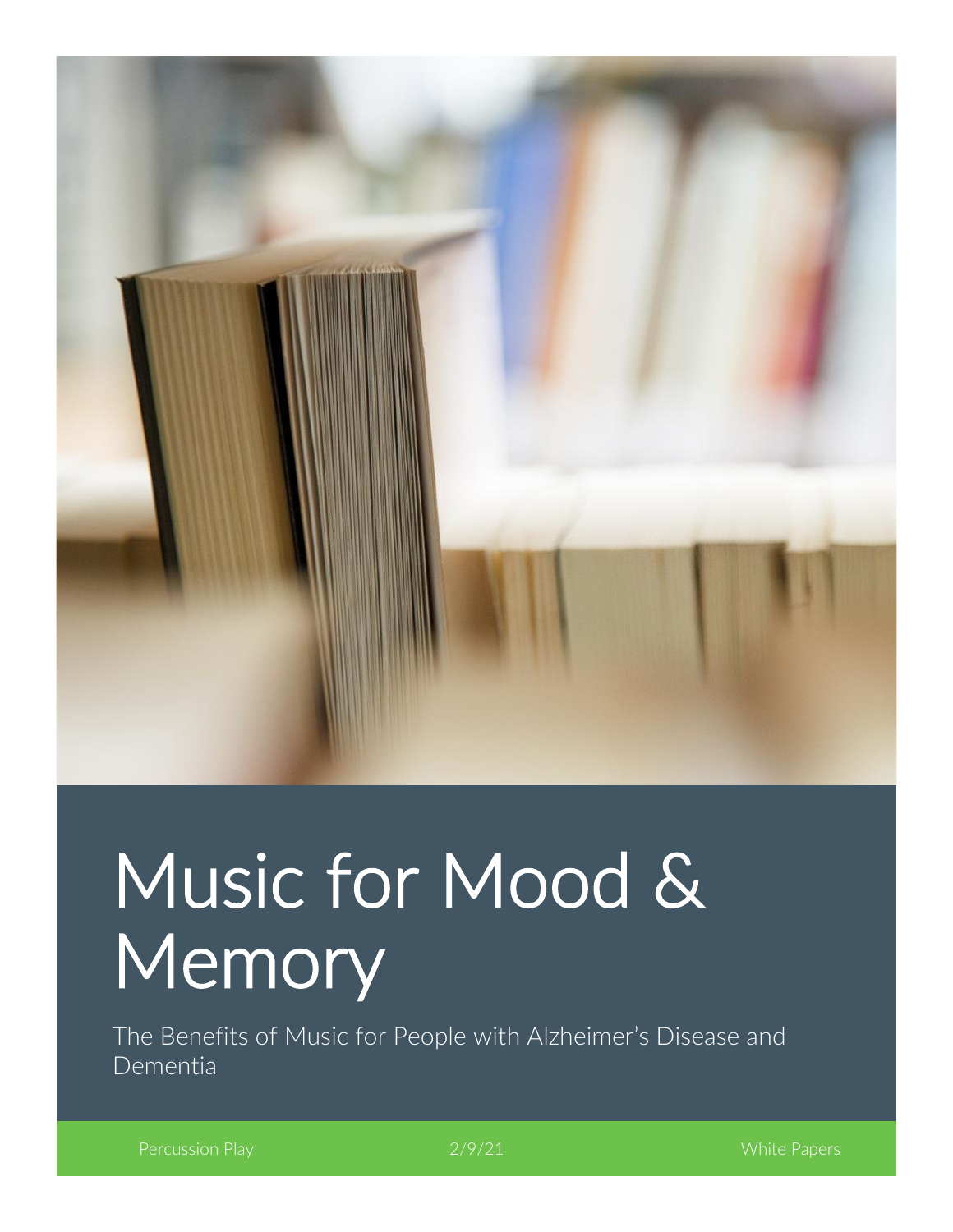# Music for Mood & Memory

The Benefits of Music for People with Alzheimer's Disease and Dementia

Percussion Play | 2/9/21 | White Papers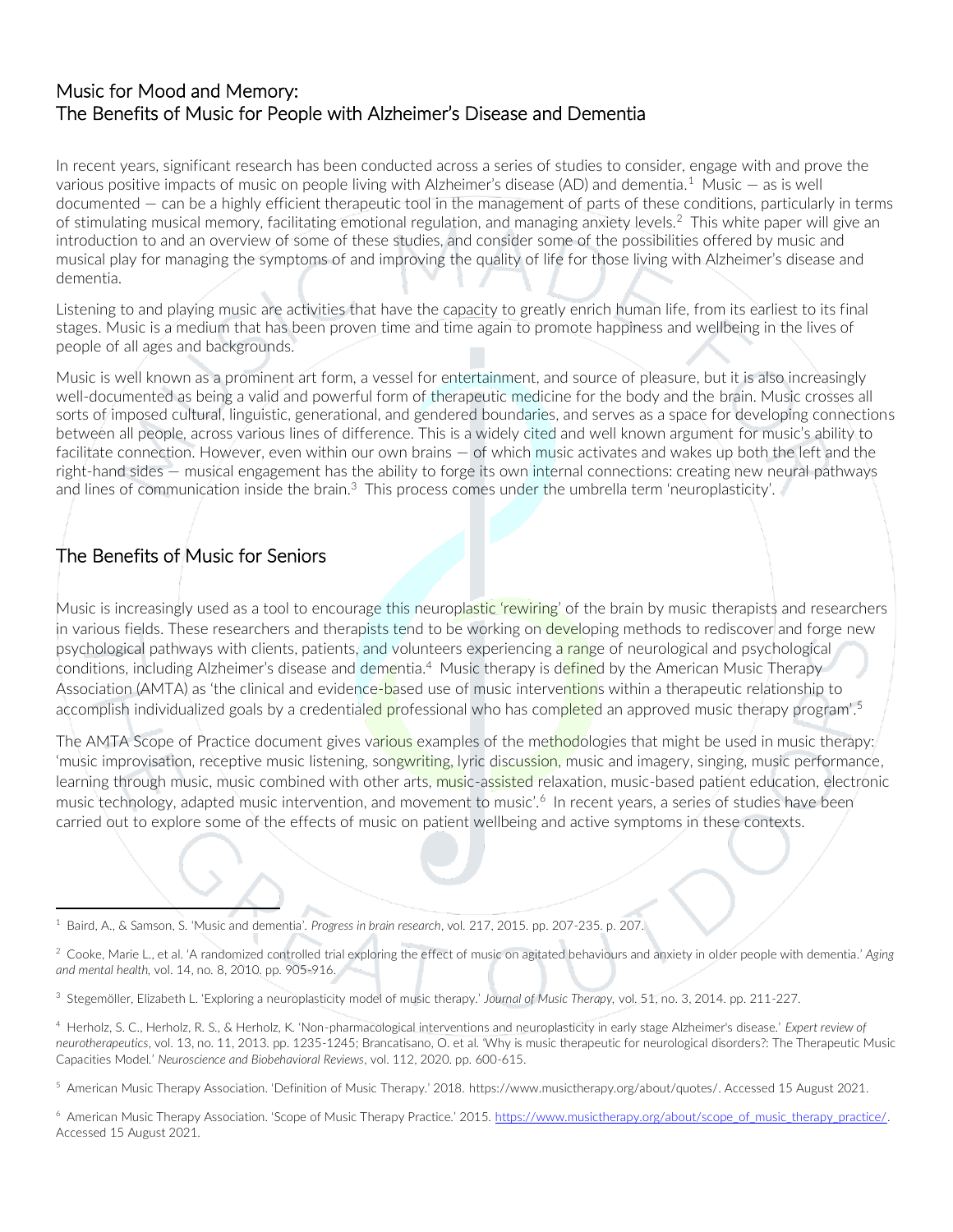## Music for Mood and Memory: The Benefits of Music for People with Alzheimer's Disease and Dementia

In recent years, significant research has been conducted across a series of studies to consider, engage with and prove the various positive impacts of music on people living with Alzheimer's disease (AD) and dementia.[1] Music — as is well documented — can be a highly efficient therapeutic tool in the management of parts of these conditions, particularly in terms of stimulating musical memory, facilitating emotional regulation, and managing anxiety levels.[2] This white paper will give an introduction to and an overview of some of these studies, and consider some of the possibilities offered by music and musical play for managing the symptoms of and improving the quality of life for those living with Alzheimer's disease and dementia.

Listening to and playing music are activities that have the capacity to greatly enrich human life, from its earliest to its final stages. Music is a medium that has been proven time and time again to promote happiness and wellbeing in the lives of people of all ages and backgrounds.

Music is well known as a prominent art form, a vessel for entertainment, and source of pleasure, but it is also increasingly well-documented as being a valid and powerful form of therapeutic medicine for the body and the brain. Music crosses all sorts of imposed cultural, linguistic, generational, and gendered boundaries, and serves as a space for developing connections between all people, across various lines of difference. This is a widely cited and well known argument for music's ability to facilitate connection. However, even within our own brains — of which music activates and wakes up both the left and the right-hand sides — musical engagement has the ability to forge its own internal connections: creating new neural pathways and lines of communication inside the brain.[3] This process comes under the umbrella term 'neuroplasticity'.

## The Benefits of Music for Seniors

Music is increasingly used as a tool to encourage this neuroplastic 'rewiring' of the brain by music therapists and researchers in various fields. These researchers and therapists tend to be working on developing methods to rediscover and forge new psychological pathways with clients, patients, and volunteers experiencing a range of neurological and psychological conditions, including Alzheimer's disease and dementia.[4] Music therapy is defined by the American Music Therapy Association (AMTA) as 'the clinical and evidence-based use of music interventions within a therapeutic relationship to accomplish individualized goals by a credentialed professional who has completed an approved music therapy program'.[5]

The AMTA Scope of Practice document gives various examples of the methodologies that might be used in music therapy: 'music improvisation, receptive music listening, songwriting, lyric discussion, music and imagery, singing, music performance, learning through music, music combined with other arts, music-assisted relaxation, music-based patient education, electronic music technology, adapted music intervention, and movement to music'.[6] In recent years, a series of studies have been carried out to explore some of the effects of music on patient wellbeing and active symptoms in these contexts.

---

[1] Baird, A., & Samson, S. 'Music and dementia'. *Progress in brain research*, vol. 217, 2015. pp. 207-235. p. 207.

[2] Cooke, Marie L., et al. 'A randomized controlled trial exploring the effect of music on agitated behaviours and anxiety in older people with dementia.' *Aging and mental health,* vol. 14, no. 8, 2010. pp. 905-916.

[3] Stegemöller, Elizabeth L. 'Exploring a neuroplasticity model of music therapy.' *Journal of Music Therapy,* vol. 51, no. 3, 2014. pp. 211-227.

[4] Herholz, S. C., Herholz, R. S., & Herholz, K. 'Non-pharmacological interventions and neuroplasticity in early stage Alzheimer's disease.' *Expert review of neurotherapeutics*, vol. 13, no. 11, 2013. pp. 1235-1245; Brancatisano, O. et al. 'Why is music therapeutic for neurological disorders?: The Therapeutic Music Capacities Model.' *Neuroscience and Biobehavioral Reviews*, vol. 112, 2020. pp. 600-615.

[5] American Music Therapy Association. 'Definition of Music Therapy.' 2018. https://www.musictherapy.org/about/quotes/. Accessed 15 August 2021.

[6] American Music Therapy Association. 'Scope of Music Therapy Practice.' 2015. https://www.musictherapy.org/about/scope_of_music_therapy_practice/. Accessed 15 August 2021.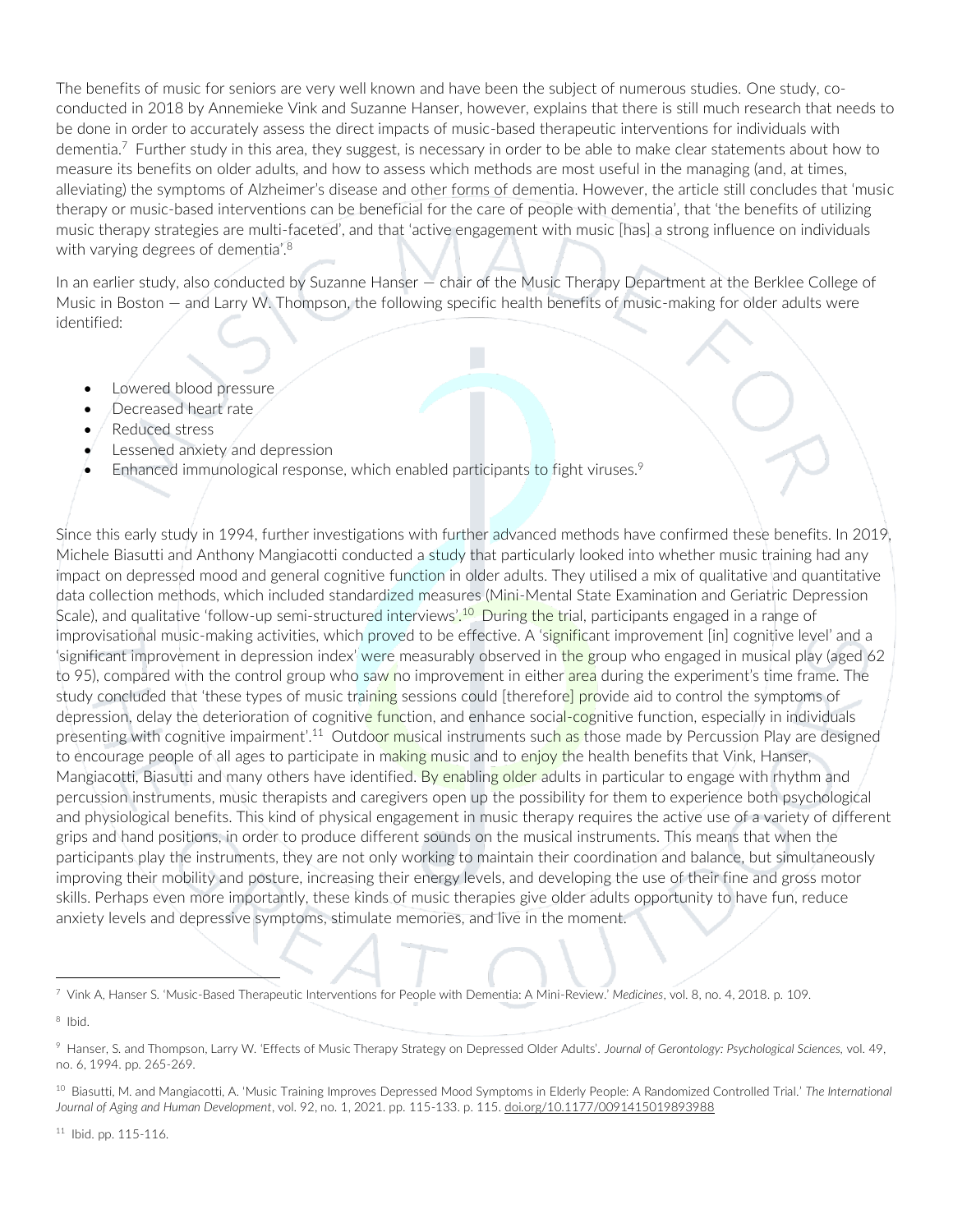The benefits of music for seniors are very well known and have been the subject of numerous studies. One study, co-conducted in 2018 by Annemieke Vink and Suzanne Hanser, however, explains that there is still much research that needs to be done in order to accurately assess the direct impacts of music-based therapeutic interventions for individuals with dementia.[7] Further study in this area, they suggest, is necessary in order to be able to make clear statements about how to measure its benefits on older adults, and how to assess which methods are most useful in the managing (and, at times, alleviating) the symptoms of Alzheimer's disease and other forms of dementia. However, the article still concludes that 'music therapy or music-based interventions can be beneficial for the care of people with dementia', that 'the benefits of utilizing music therapy strategies are multi-faceted', and that 'active engagement with music [has] a strong influence on individuals with varying degrees of dementia'.[8]

In an earlier study, also conducted by Suzanne Hanser — chair of the Music Therapy Department at the Berklee College of Music in Boston — and Larry W. Thompson, the following specific health benefits of music-making for older adults were identified:

- Lowered blood pressure
- Decreased heart rate
- Reduced stress
- Lessened anxiety and depression
- Enhanced immunological response, which enabled participants to fight viruses.[9]

Since this early study in 1994, further investigations with further advanced methods have confirmed these benefits. In 2019, Michele Biasutti and Anthony Mangiacotti conducted a study that particularly looked into whether music training had any impact on depressed mood and general cognitive function in older adults. They utilised a mix of qualitative and quantitative data collection methods, which included standardized measures (Mini-Mental State Examination and Geriatric Depression Scale), and qualitative 'follow-up semi-structured interviews'.[10] During the trial, participants engaged in a range of improvisational music-making activities, which proved to be effective. A 'significant improvement [in] cognitive level' and a 'significant improvement in depression index' were measurably observed in the group who engaged in musical play (aged 62 to 95), compared with the control group who saw no improvement in either area during the experiment's time frame. The study concluded that 'these types of music training sessions could [therefore] provide aid to control the symptoms of depression, delay the deterioration of cognitive function, and enhance social-cognitive function, especially in individuals presenting with cognitive impairment'.[11] Outdoor musical instruments such as those made by Percussion Play are designed to encourage people of all ages to participate in making music and to enjoy the health benefits that Vink, Hanser, Mangiacotti, Biasutti and many others have identified. By enabling older adults in particular to engage with rhythm and percussion instruments, music therapists and caregivers open up the possibility for them to experience both psychological and physiological benefits. This kind of physical engagement in music therapy requires the active use of a variety of different grips and hand positions, in order to produce different sounds on the musical instruments. This means that when the participants play the instruments, they are not only working to maintain their coordination and balance, but simultaneously improving their mobility and posture, increasing their energy levels, and developing the use of their fine and gross motor skills. Perhaps even more importantly, these kinds of music therapies give older adults opportunity to have fun, reduce anxiety levels and depressive symptoms, stimulate memories, and live in the moment.

---

[7] Vink A, Hanser S. 'Music-Based Therapeutic Interventions for People with Dementia: A Mini-Review.' *Medicines*, vol. 8, no. 4, 2018. p. 109.

[8] Ibid.

[9] Hanser, S. and Thompson, Larry W. 'Effects of Music Therapy Strategy on Depressed Older Adults'. *Journal of Gerontology: Psychological Sciences,* vol. 49, no. 6, 1994. pp. 265-269.

[10] Biasutti, M. and Mangiacotti, A. 'Music Training Improves Depressed Mood Symptoms in Elderly People: A Randomized Controlled Trial.' *The International Journal of Aging and Human Development*, vol. 92, no. 1, 2021. pp. 115-133. p. 115. doi.org/10.1177/0091415019893988

[11] Ibid. pp. 115-116.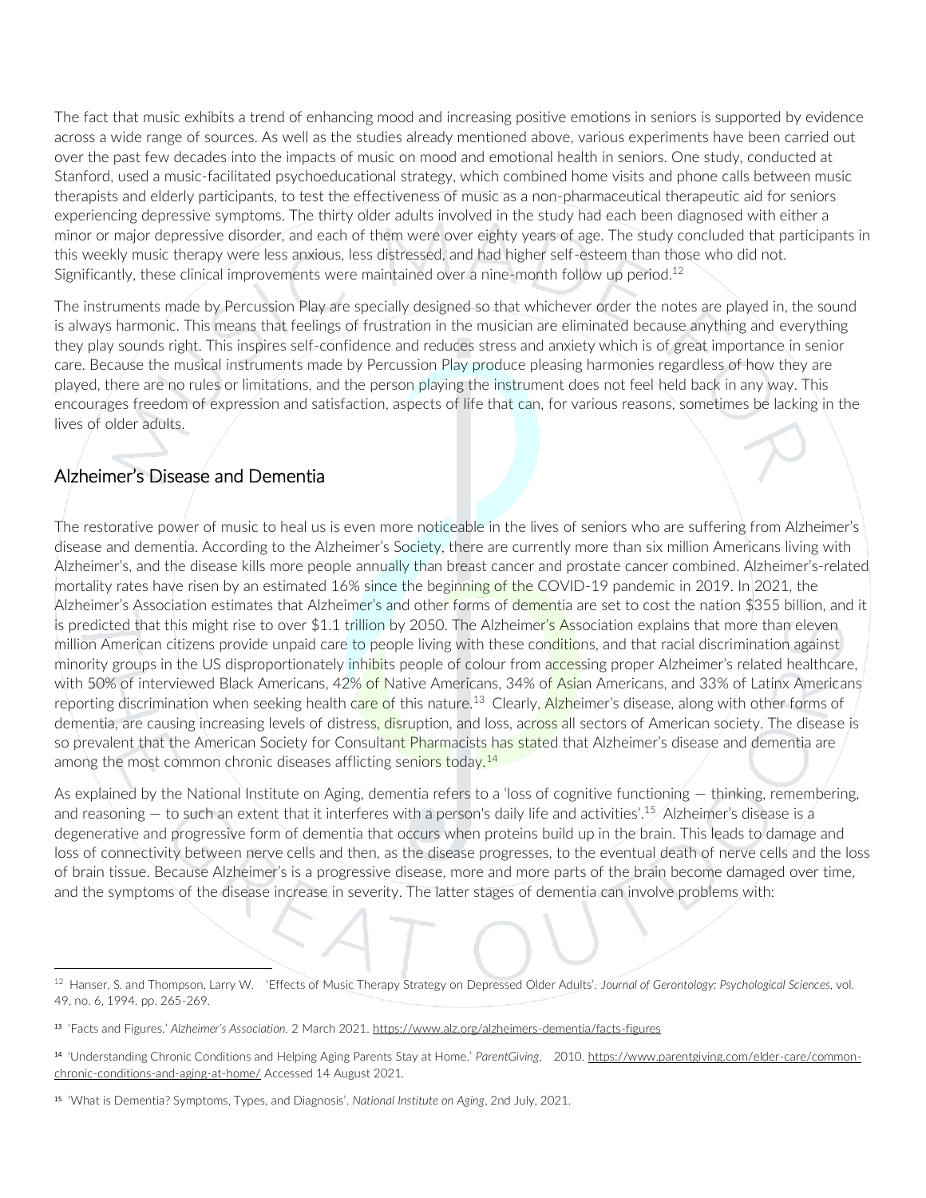The fact that music exhibits a trend of enhancing mood and increasing positive emotions in seniors is supported by evidence across a wide range of sources. As well as the studies already mentioned above, various experiments have been carried out over the past few decades into the impacts of music on mood and emotional health in seniors. One study, conducted at Stanford, used a music-facilitated psychoeducational strategy, which combined home visits and phone calls between music therapists and elderly participants, to test the effectiveness of music as a non-pharmaceutical therapeutic aid for seniors experiencing depressive symptoms. The thirty older adults involved in the study had each been diagnosed with either a minor or major depressive disorder, and each of them were over eighty years of age. The study concluded that participants in this weekly music therapy were less anxious, less distressed, and had higher self-esteem than those who did not. Significantly, these clinical improvements were maintained over a nine-month follow up period.[12]

The instruments made by Percussion Play are specially designed so that whichever order the notes are played in, the sound is always harmonic. This means that feelings of frustration in the musician are eliminated because anything and everything they play sounds right. This inspires self-confidence and reduces stress and anxiety which is of great importance in senior care. Because the musical instruments made by Percussion Play produce pleasing harmonies regardless of how they are played, there are no rules or limitations, and the person playing the instrument does not feel held back in any way. This encourages freedom of expression and satisfaction, aspects of life that can, for various reasons, sometimes be lacking in the lives of older adults.

## Alzheimer's Disease and Dementia

The restorative power of music to heal us is even more noticeable in the lives of seniors who are suffering from Alzheimer's disease and dementia. According to the Alzheimer's Society, there are currently more than six million Americans living with Alzheimer's, and the disease kills more people annually than breast cancer and prostate cancer combined. Alzheimer's-related mortality rates have risen by an estimated 16% since the beginning of the COVID-19 pandemic in 2019. In 2021, the Alzheimer's Association estimates that Alzheimer's and other forms of dementia are set to cost the nation $355 billion, and it is predicted that this might rise to over $1.1 trillion by 2050. The Alzheimer's Association explains that more than eleven million American citizens provide unpaid care to people living with these conditions, and that racial discrimination against minority groups in the US disproportionately inhibits people of colour from accessing proper Alzheimer's related healthcare, with 50% of interviewed Black Americans, 42% of Native Americans, 34% of Asian Americans, and 33% of Latinx Americans reporting discrimination when seeking health care of this nature.[13] Clearly, Alzheimer's disease, along with other forms of dementia, are causing increasing levels of distress, disruption, and loss, across all sectors of American society. The disease is so prevalent that the American Society for Consultant Pharmacists has stated that Alzheimer's disease and dementia are among the most common chronic diseases afflicting seniors today.[14]

As explained by the National Institute on Aging, dementia refers to a 'loss of cognitive functioning — thinking, remembering, and reasoning — to such an extent that it interferes with a person's daily life and activities'.[15] Alzheimer's disease is a degenerative and progressive form of dementia that occurs when proteins build up in the brain. This leads to damage and loss of connectivity between nerve cells and then, as the disease progresses, to the eventual death of nerve cells and the loss of brain tissue. Because Alzheimer's is a progressive disease, more and more parts of the brain become damaged over time, and the symptoms of the disease increase in severity. The latter stages of dementia can involve problems with:

---

[12] Hanser, S. and Thompson, Larry W. 'Effects of Music Therapy Strategy on Depressed Older Adults'. *Journal of Gerontology: Psychological Sciences*, vol. 49, no. 6, 1994. pp. 265-269.

[13] 'Facts and Figures.' *Alzheimer's Association*. 2 March 2021. https://www.alz.org/alzheimers-dementia/facts-figures

[14] 'Understanding Chronic Conditions and Helping Aging Parents Stay at Home.' *ParentGiving*, 2010. https://www.parentgiving.com/elder-care/common-chronic-conditions-and-aging-at-home/ Accessed 14 August 2021.

[15] 'What is Dementia? Symptoms, Types, and Diagnosis'. *National Institute on Aging*, 2nd July, 2021.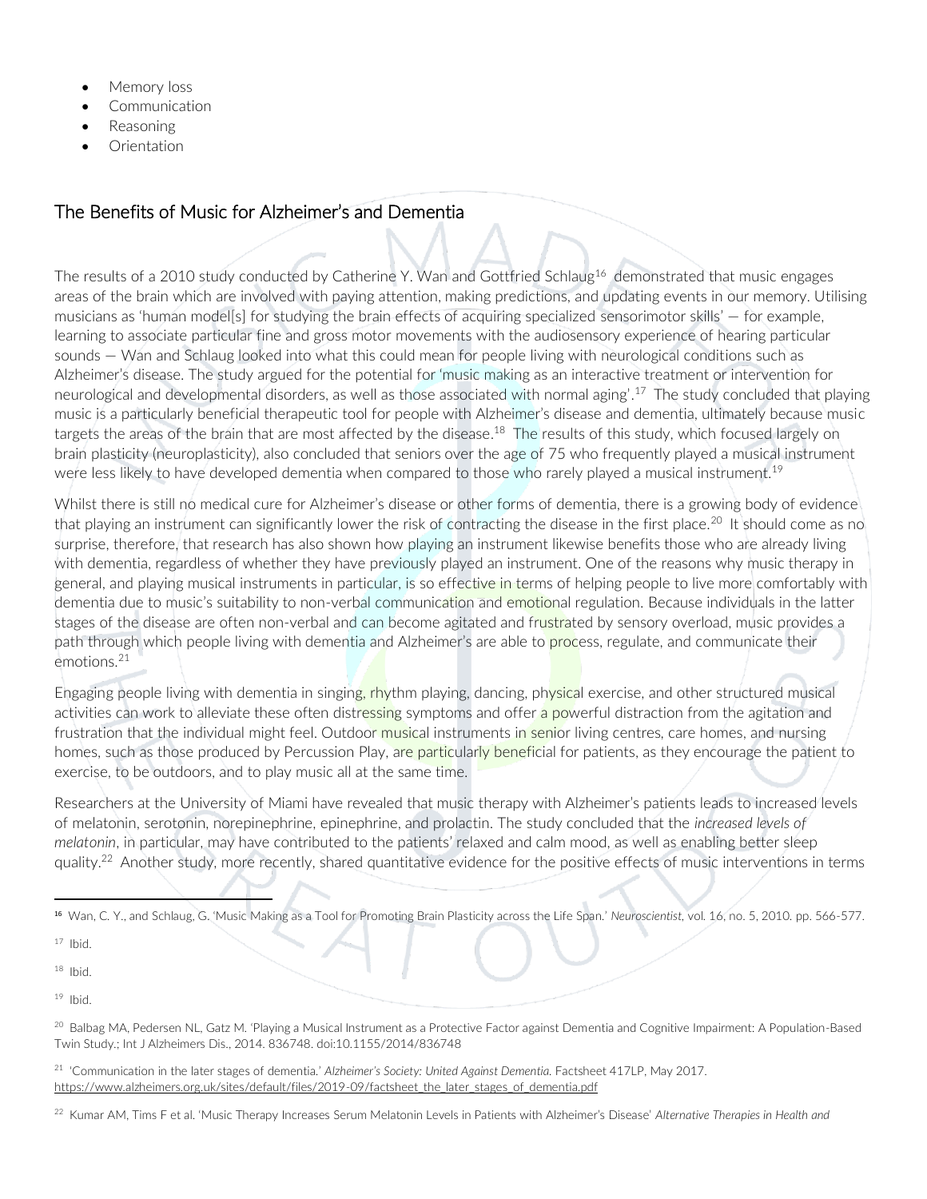- Memory loss
- Communication
- Reasoning
- Orientation

## The Benefits of Music for Alzheimer's and Dementia

The results of a 2010 study conducted by Catherine Y. Wan and Gottfried Schlaug[16] demonstrated that music engages areas of the brain which are involved with paying attention, making predictions, and updating events in our memory. Utilising musicians as 'human model[s] for studying the brain effects of acquiring specialized sensorimotor skills' — for example, learning to associate particular fine and gross motor movements with the audiosensory experience of hearing particular sounds — Wan and Schlaug looked into what this could mean for people living with neurological conditions such as Alzheimer's disease. The study argued for the potential for 'music making as an interactive treatment or intervention for neurological and developmental disorders, as well as those associated with normal aging'.[17] The study concluded that playing music is a particularly beneficial therapeutic tool for people with Alzheimer's disease and dementia, ultimately because music targets the areas of the brain that are most affected by the disease.[18] The results of this study, which focused largely on brain plasticity (neuroplasticity), also concluded that seniors over the age of 75 who frequently played a musical instrument were less likely to have developed dementia when compared to those who rarely played a musical instrument.[19]

Whilst there is still no medical cure for Alzheimer's disease or other forms of dementia, there is a growing body of evidence that playing an instrument can significantly lower the risk of contracting the disease in the first place.[20] It should come as no surprise, therefore, that research has also shown how playing an instrument likewise benefits those who are already living with dementia, regardless of whether they have previously played an instrument. One of the reasons why music therapy in general, and playing musical instruments in particular, is so effective in terms of helping people to live more comfortably with dementia due to music's suitability to non-verbal communication and emotional regulation. Because individuals in the latter stages of the disease are often non-verbal and can become agitated and frustrated by sensory overload, music provides a path through which people living with dementia and Alzheimer's are able to process, regulate, and communicate their emotions.[21]

Engaging people living with dementia in singing, rhythm playing, dancing, physical exercise, and other structured musical activities can work to alleviate these often distressing symptoms and offer a powerful distraction from the agitation and frustration that the individual might feel. Outdoor musical instruments in senior living centres, care homes, and nursing homes, such as those produced by Percussion Play, are particularly beneficial for patients, as they encourage the patient to exercise, to be outdoors, and to play music all at the same time.

Researchers at the University of Miami have revealed that music therapy with Alzheimer's patients leads to increased levels of melatonin, serotonin, norepinephrine, epinephrine, and prolactin. The study concluded that the *increased levels of melatonin*, in particular, may have contributed to the patients' relaxed and calm mood, as well as enabling better sleep quality.[22] Another study, more recently, shared quantitative evidence for the positive effects of music interventions in terms

---

[16] Wan, C. Y., and Schlaug, G. 'Music Making as a Tool for Promoting Brain Plasticity across the Life Span.' *Neuroscientist*, vol. 16, no. 5, 2010. pp. 566-577.

[17] Ibid.

[18] Ibid.

[19] Ibid.

[20] Balbag MA, Pedersen NL, Gatz M. 'Playing a Musical Instrument as a Protective Factor against Dementia and Cognitive Impairment: A Population-Based Twin Study.; Int J Alzheimers Dis., 2014. 836748. doi:10.1155/2014/836748

[21] 'Communication in the later stages of dementia.' *Alzheimer's Society: United Against Dementia.* Factsheet 417LP, May 2017. https://www.alzheimers.org.uk/sites/default/files/2019-09/factsheet_the_later_stages_of_dementia.pdf

[22] Kumar AM, Tims F et al. 'Music Therapy Increases Serum Melatonin Levels in Patients with Alzheimer's Disease' *Alternative Therapies in Health and*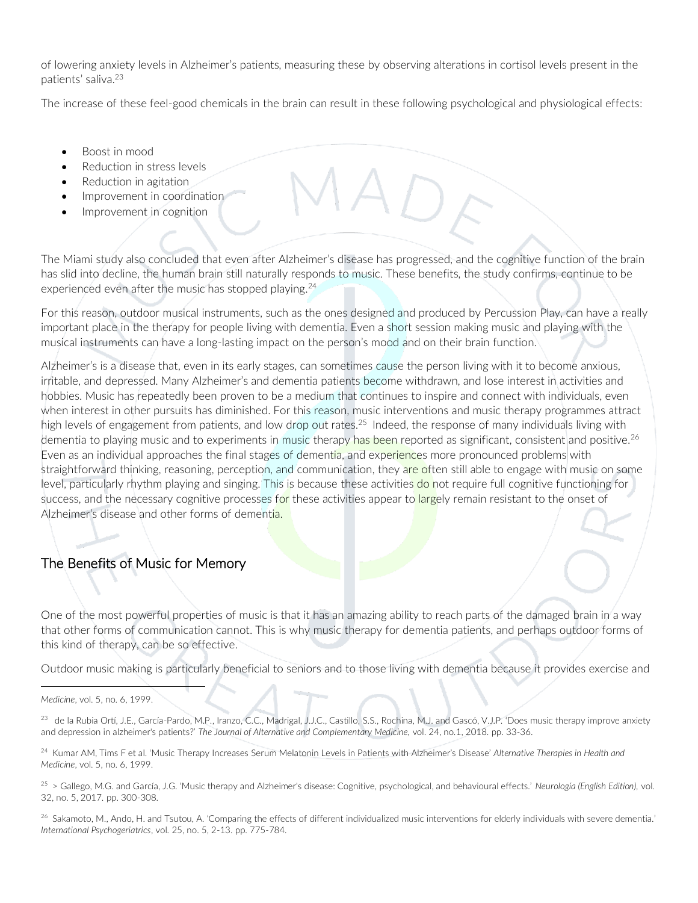of lowering anxiety levels in Alzheimer's patients, measuring these by observing alterations in cortisol levels present in the patients' saliva.[23]

The increase of these feel-good chemicals in the brain can result in these following psychological and physiological effects:

- Boost in mood
- Reduction in stress levels
- Reduction in agitation
- Improvement in coordination
- Improvement in cognition

The Miami study also concluded that even after Alzheimer's disease has progressed, and the cognitive function of the brain has slid into decline, the human brain still naturally responds to music. These benefits, the study confirms, continue to be experienced even after the music has stopped playing.[24]

For this reason, outdoor musical instruments, such as the ones designed and produced by Percussion Play, can have a really important place in the therapy for people living with dementia. Even a short session making music and playing with the musical instruments can have a long-lasting impact on the person's mood and on their brain function.

Alzheimer's is a disease that, even in its early stages, can sometimes cause the person living with it to become anxious, irritable, and depressed. Many Alzheimer's and dementia patients become withdrawn, and lose interest in activities and hobbies. Music has repeatedly been proven to be a medium that continues to inspire and connect with individuals, even when interest in other pursuits has diminished. For this reason, music interventions and music therapy programmes attract high levels of engagement from patients, and low drop out rates.[25] Indeed, the response of many individuals living with dementia to playing music and to experiments in music therapy has been reported as significant, consistent and positive.[26] Even as an individual approaches the final stages of dementia, and experiences more pronounced problems with straightforward thinking, reasoning, perception, and communication, they are often still able to engage with music on some level, particularly rhythm playing and singing. This is because these activities do not require full cognitive functioning for success, and the necessary cognitive processes for these activities appear to largely remain resistant to the onset of Alzheimer's disease and other forms of dementia.

## The Benefits of Music for Memory

One of the most powerful properties of music is that it has an amazing ability to reach parts of the damaged brain in a way that other forms of communication cannot. This is why music therapy for dementia patients, and perhaps outdoor forms of this kind of therapy, can be so effective.

Outdoor music making is particularly beneficial to seniors and to those living with dementia because it provides exercise and

---

*Medicine*, vol. 5, no. 6, 1999.

[23] de la Rubia Ortí, J.E., García-Pardo, M.P., Iranzo, C.C., Madrigal, J.J.C., Castillo, S.S., Rochina, M.J. and Gascó, V.J.P. 'Does music therapy improve anxiety and depression in alzheimer's patients?' *The Journal of Alternative and Complementary Medicine,* vol. 24, no.1, 2018. pp. 33-36.

[24] Kumar AM, Tims F et al. 'Music Therapy Increases Serum Melatonin Levels in Patients with Alzheimer's Disease' *Alternative Therapies in Health and Medicine*, vol. 5, no. 6, 1999.

[25] > Gallego, M.G. and García, J.G. 'Music therapy and Alzheimer's disease: Cognitive, psychological, and behavioural effects.' *Neurología (English Edition),* vol. 32, no. 5, 2017. pp. 300-308.

[26] Sakamoto, M., Ando, H. and Tsutou, A. 'Comparing the effects of different individualized music interventions for elderly individuals with severe dementia.' *International Psychogeriatrics*, vol. 25, no. 5, 2-13. pp. 775-784.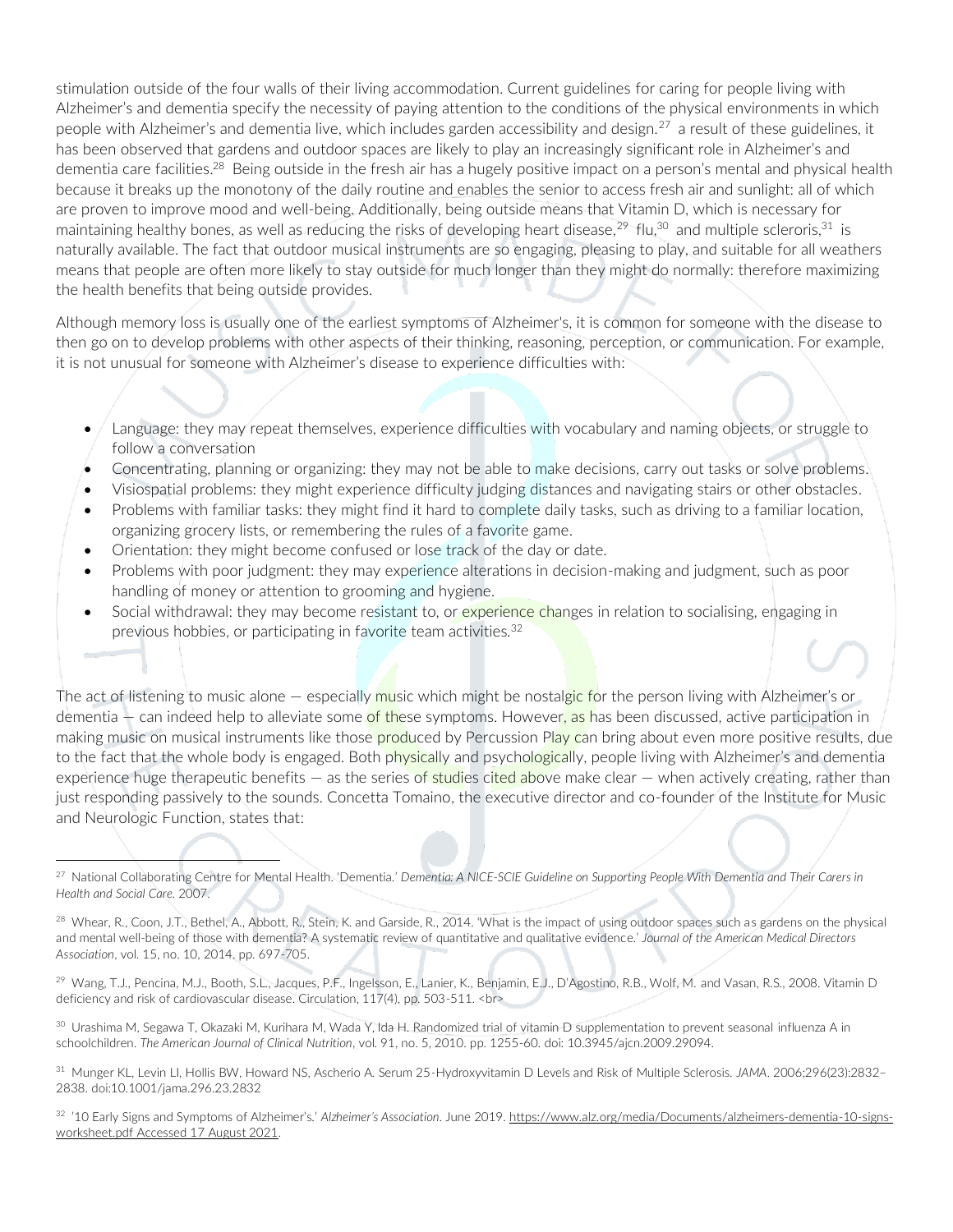stimulation outside of the four walls of their living accommodation. Current guidelines for caring for people living with Alzheimer's and dementia specify the necessity of paying attention to the conditions of the physical environments in which people with Alzheimer's and dementia live, which includes garden accessibility and design.[27] a result of these guidelines, it has been observed that gardens and outdoor spaces are likely to play an increasingly significant role in Alzheimer's and dementia care facilities.[28] Being outside in the fresh air has a hugely positive impact on a person's mental and physical health because it breaks up the monotony of the daily routine and enables the senior to access fresh air and sunlight: all of which are proven to improve mood and well-being. Additionally, being outside means that Vitamin D, which is necessary for maintaining healthy bones, as well as reducing the risks of developing heart disease,[29] flu,[30] and multiple scleroris,[31] is naturally available. The fact that outdoor musical instruments are so engaging, pleasing to play, and suitable for all weathers means that people are often more likely to stay outside for much longer than they might do normally: therefore maximizing the health benefits that being outside provides.

Although memory loss is usually one of the earliest symptoms of Alzheimer's, it is common for someone with the disease to then go on to develop problems with other aspects of their thinking, reasoning, perception, or communication. For example, it is not unusual for someone with Alzheimer's disease to experience difficulties with:

- Language: they may repeat themselves, experience difficulties with vocabulary and naming objects, or struggle to follow a conversation
- Concentrating, planning or organizing: they may not be able to make decisions, carry out tasks or solve problems.
- Visiospatial problems: they might experience difficulty judging distances and navigating stairs or other obstacles.
- Problems with familiar tasks: they might find it hard to complete daily tasks, such as driving to a familiar location, organizing grocery lists, or remembering the rules of a favorite game.
- Orientation: they might become confused or lose track of the day or date.
- Problems with poor judgment: they may experience alterations in decision-making and judgment, such as poor handling of money or attention to grooming and hygiene.
- Social withdrawal: they may become resistant to, or experience changes in relation to socialising, engaging in previous hobbies, or participating in favorite team activities.[32]

The act of listening to music alone — especially music which might be nostalgic for the person living with Alzheimer's or dementia — can indeed help to alleviate some of these symptoms. However, as has been discussed, active participation in making music on musical instruments like those produced by Percussion Play can bring about even more positive results, due to the fact that the whole body is engaged. Both physically and psychologically, people living with Alzheimer's and dementia experience huge therapeutic benefits — as the series of studies cited above make clear — when actively creating, rather than just responding passively to the sounds. Concetta Tomaino, the executive director and co-founder of the Institute for Music and Neurologic Function, states that:

---

[27] National Collaborating Centre for Mental Health. 'Dementia.' *Dementia: A NICE-SCIE Guideline on Supporting People With Dementia and Their Carers in Health and Social Care.* 2007.

[28] Whear, R., Coon, J.T., Bethel, A., Abbott, R., Stein, K. and Garside, R., 2014. 'What is the impact of using outdoor spaces such as gardens on the physical and mental well-being of those with dementia? A systematic review of quantitative and qualitative evidence.' *Journal of the American Medical Directors Association*, vol. 15, no. 10, 2014. pp. 697-705.

[29] Wang, T.J., Pencina, M.J., Booth, S.L., Jacques, P.F., Ingelsson, E., Lanier, K., Benjamin, E.J., D'Agostino, R.B., Wolf, M. and Vasan, R.S., 2008. Vitamin D deficiency and risk of cardiovascular disease. Circulation, 117(4), pp. 503-511. <br>

[30] Urashima M, Segawa T, Okazaki M, Kurihara M, Wada Y, Ida H. Randomized trial of vitamin D supplementation to prevent seasonal influenza A in schoolchildren. *The American Journal of Clinical Nutrition*, vol. 91, no. 5, 2010. pp. 1255-60. doi: 10.3945/ajcn.2009.29094.

[31] Munger KL, Levin LI, Hollis BW, Howard NS, Ascherio A. Serum 25-Hydroxyvitamin D Levels and Risk of Multiple Sclerosis. *JAMA*. 2006;296(23):2832–2838. doi:10.1001/jama.296.23.2832

[32] '10 Early Signs and Symptoms of Alzheimer's.' *Alzheimer's Association*. June 2019. https://www.alz.org/media/Documents/alzheimers-dementia-10-signs-worksheet.pdf Accessed 17 August 2021.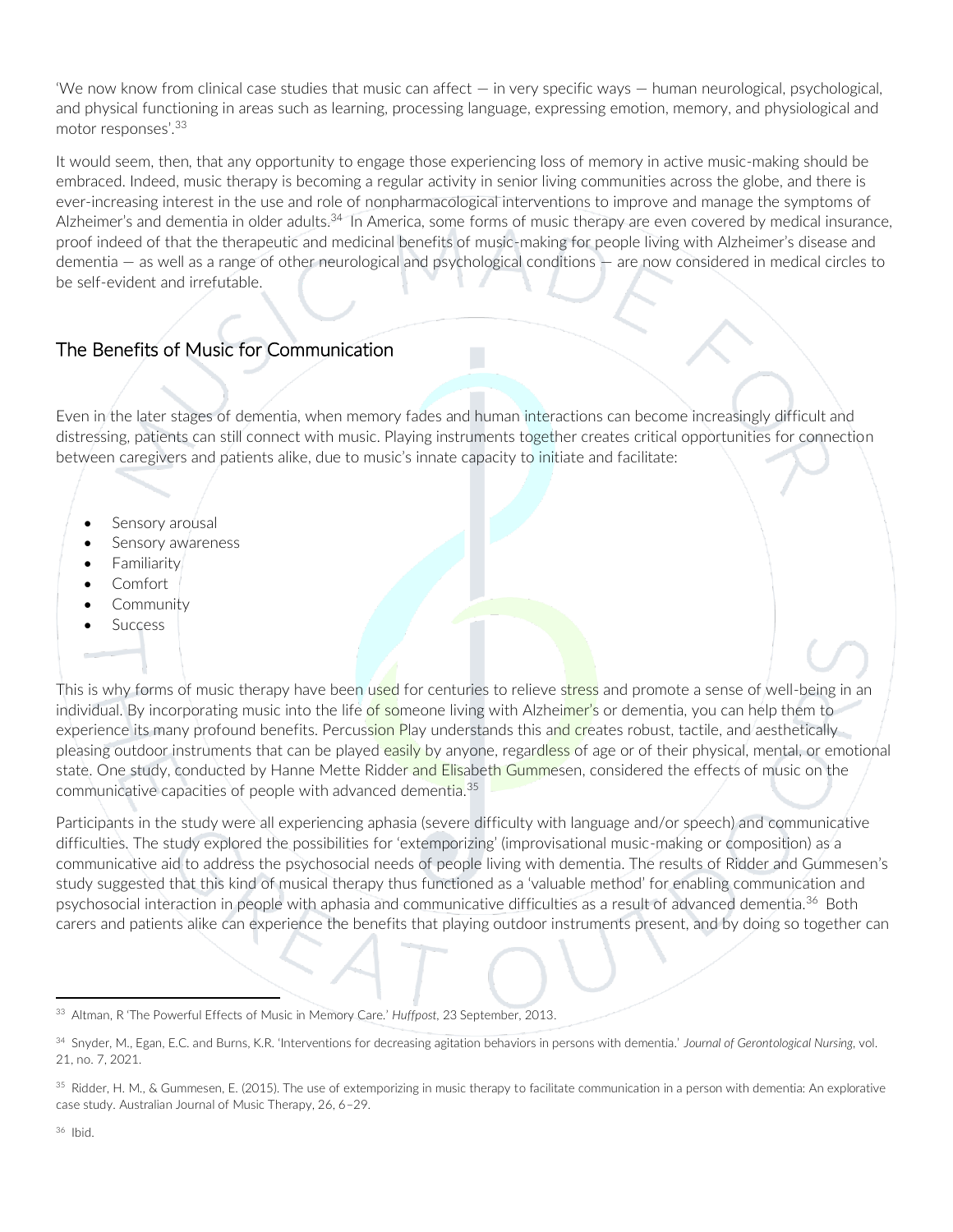'We now know from clinical case studies that music can affect — in very specific ways — human neurological, psychological, and physical functioning in areas such as learning, processing language, expressing emotion, memory, and physiological and motor responses'.[33]

It would seem, then, that any opportunity to engage those experiencing loss of memory in active music-making should be embraced. Indeed, music therapy is becoming a regular activity in senior living communities across the globe, and there is ever-increasing interest in the use and role of nonpharmacological interventions to improve and manage the symptoms of Alzheimer's and dementia in older adults.[34] In America, some forms of music therapy are even covered by medical insurance, proof indeed of that the therapeutic and medicinal benefits of music-making for people living with Alzheimer's disease and dementia — as well as a range of other neurological and psychological conditions — are now considered in medical circles to be self-evident and irrefutable.

## The Benefits of Music for Communication

Even in the later stages of dementia, when memory fades and human interactions can become increasingly difficult and distressing, patients can still connect with music. Playing instruments together creates critical opportunities for connection between caregivers and patients alike, due to music's innate capacity to initiate and facilitate:

- Sensory arousal
- Sensory awareness
- Familiarity
- Comfort
- Community
- Success

This is why forms of music therapy have been used for centuries to relieve stress and promote a sense of well-being in an individual. By incorporating music into the life of someone living with Alzheimer's or dementia, you can help them to experience its many profound benefits. Percussion Play understands this and creates robust, tactile, and aesthetically pleasing outdoor instruments that can be played easily by anyone, regardless of age or of their physical, mental, or emotional state. One study, conducted by Hanne Mette Ridder and Elisabeth Gummesen, considered the effects of music on the communicative capacities of people with advanced dementia.[35]

Participants in the study were all experiencing aphasia (severe difficulty with language and/or speech) and communicative difficulties. The study explored the possibilities for 'extemporizing' (improvisational music-making or composition) as a communicative aid to address the psychosocial needs of people living with dementia. The results of Ridder and Gummesen's study suggested that this kind of musical therapy thus functioned as a 'valuable method' for enabling communication and psychosocial interaction in people with aphasia and communicative difficulties as a result of advanced dementia.[36] Both carers and patients alike can experience the benefits that playing outdoor instruments present, and by doing so together can

---

[33] Altman, R 'The Powerful Effects of Music in Memory Care.' *Huffpost*, 23 September, 2013.

[34] Snyder, M., Egan, E.C. and Burns, K.R. 'Interventions for decreasing agitation behaviors in persons with dementia.' *Journal of Gerontological Nursing*, vol. 21, no. 7, 2021.

[35] Ridder, H. M., & Gummesen, E. (2015). The use of extemporizing in music therapy to facilitate communication in a person with dementia: An explorative case study. Australian Journal of Music Therapy, 26, 6–29.

[36] Ibid.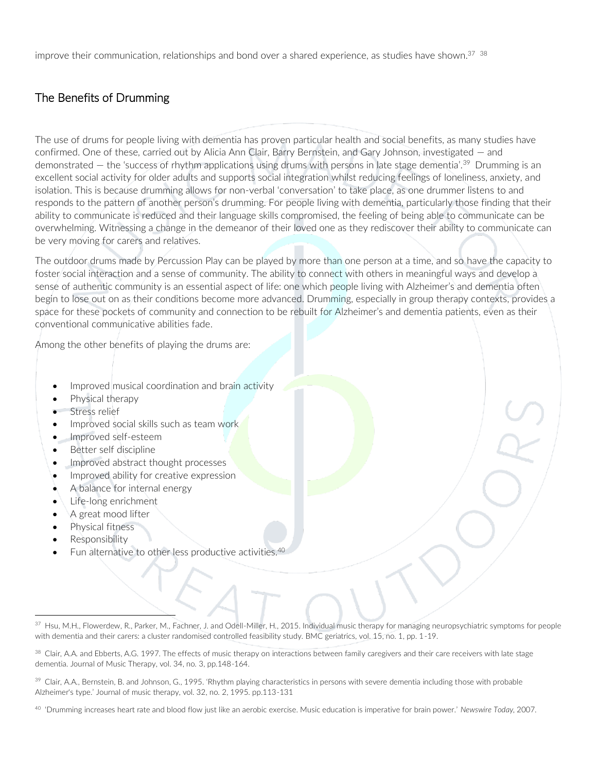improve their communication, relationships and bond over a shared experience, as studies have shown.[37] [38]

## The Benefits of Drumming

The use of drums for people living with dementia has proven particular health and social benefits, as many studies have confirmed. One of these, carried out by Alicia Ann Clair, Barry Bernstein, and Gary Johnson, investigated — and demonstrated — the 'success of rhythm applications using drums with persons in late stage dementia'.[39] Drumming is an excellent social activity for older adults and supports social integration whilst reducing feelings of loneliness, anxiety, and isolation. This is because drumming allows for non-verbal 'conversation' to take place, as one drummer listens to and responds to the pattern of another person's drumming. For people living with dementia, particularly those finding that their ability to communicate is reduced and their language skills compromised, the feeling of being able to communicate can be overwhelming. Witnessing a change in the demeanor of their loved one as they rediscover their ability to communicate can be very moving for carers and relatives.

The outdoor drums made by Percussion Play can be played by more than one person at a time, and so have the capacity to foster social interaction and a sense of community. The ability to connect with others in meaningful ways and develop a sense of authentic community is an essential aspect of life: one which people living with Alzheimer's and dementia often begin to lose out on as their conditions become more advanced. Drumming, especially in group therapy contexts, provides a space for these pockets of community and connection to be rebuilt for Alzheimer's and dementia patients, even as their conventional communicative abilities fade.

Among the other benefits of playing the drums are:

- Improved musical coordination and brain activity
- Physical therapy
- Stress relief
- Improved social skills such as team work
- Improved self-esteem
- Better self discipline
- Improved abstract thought processes
- Improved ability for creative expression
- A balance for internal energy
- Life-long enrichment
- A great mood lifter
- Physical fitness
- Responsibility
- Fun alternative to other less productive activities.[40]

---

[37] Hsu, M.H., Flowerdew, R., Parker, M., Fachner, J. and Odell-Miller, H., 2015. Individual music therapy for managing neuropsychiatric symptoms for people with dementia and their carers: a cluster randomised controlled feasibility study. BMC geriatrics, vol. 15, no. 1, pp. 1-19.

[38] Clair, A.A. and Ebberts, A.G. 1997. The effects of music therapy on interactions between family caregivers and their care receivers with late stage dementia. Journal of Music Therapy, vol. 34, no. 3, pp.148-164.

[39] Clair, A.A., Bernstein, B. and Johnson, G., 1995. 'Rhythm playing characteristics in persons with severe dementia including those with probable Alzheimer's type.' Journal of music therapy, vol. 32, no. 2, 1995. pp.113-131

[40] 'Drumming increases heart rate and blood flow just like an aerobic exercise. Music education is imperative for brain power.' *Newswire Today*, 2007.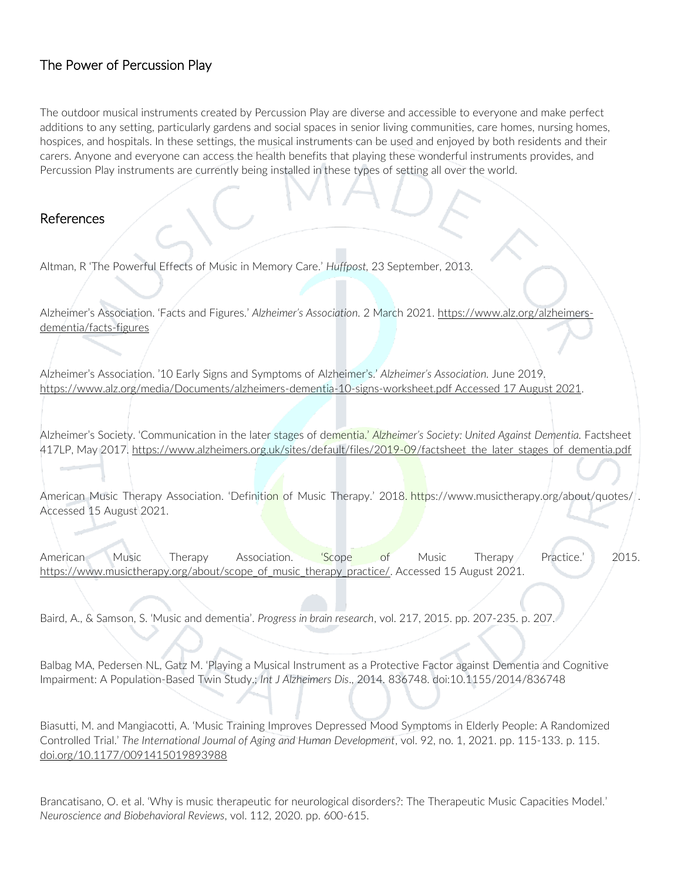## The Power of Percussion Play

The outdoor musical instruments created by Percussion Play are diverse and accessible to everyone and make perfect additions to any setting, particularly gardens and social spaces in senior living communities, care homes, nursing homes, hospices, and hospitals. In these settings, the musical instruments can be used and enjoyed by both residents and their carers. Anyone and everyone can access the health benefits that playing these wonderful instruments provides, and Percussion Play instruments are currently being installed in these types of setting all over the world.

## References

Altman, R 'The Powerful Effects of Music in Memory Care.' *Huffpost*, 23 September, 2013.

Alzheimer's Association. 'Facts and Figures.' *Alzheimer's Association*. 2 March 2021. https://www.alz.org/alzheimers-dementia/facts-figures

Alzheimer's Association. '10 Early Signs and Symptoms of Alzheimer's.' *Alzheimer's Association.* June 2019. https://www.alz.org/media/Documents/alzheimers-dementia-10-signs-worksheet.pdf Accessed 17 August 2021.

Alzheimer's Society. 'Communication in the later stages of dementia.' *Alzheimer's Society: United Against Dementia.* Factsheet 417LP, May 2017. https://www.alzheimers.org.uk/sites/default/files/2019-09/factsheet_the_later_stages_of_dementia.pdf

American Music Therapy Association. 'Definition of Music Therapy.' 2018. https://www.musictherapy.org/about/quotes/ . Accessed 15 August 2021.

American Music Therapy Association. 'Scope of Music Therapy Practice.' 2015. https://www.musictherapy.org/about/scope_of_music_therapy_practice/. Accessed 15 August 2021.

Baird, A., & Samson, S. 'Music and dementia'. *Progress in brain research*, vol. 217, 2015. pp. 207-235. p. 207.

Balbag MA, Pedersen NL, Gatz M. 'Playing a Musical Instrument as a Protective Factor against Dementia and Cognitive Impairment: A Population-Based Twin Study.; *Int J Alzheimers Dis*., 2014. 836748. doi:10.1155/2014/836748

Biasutti, M. and Mangiacotti, A. 'Music Training Improves Depressed Mood Symptoms in Elderly People: A Randomized Controlled Trial.' *The International Journal of Aging and Human Development*, vol. 92, no. 1, 2021. pp. 115-133. p. 115. doi.org/10.1177/0091415019893988

Brancatisano, O. et al. 'Why is music therapeutic for neurological disorders?: The Therapeutic Music Capacities Model.' *Neuroscience and Biobehavioral Reviews*, vol. 112, 2020. pp. 600-615.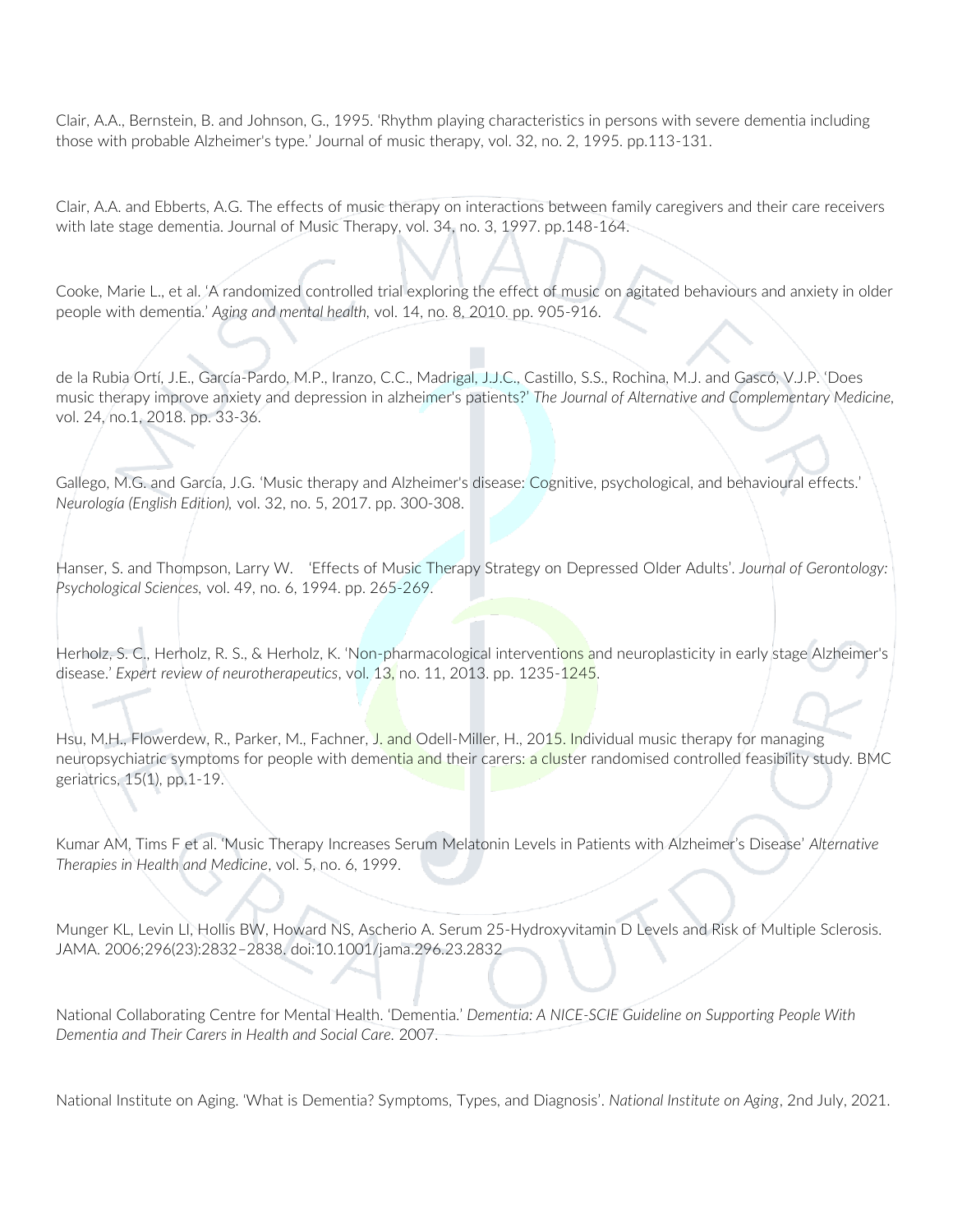Clair, A.A., Bernstein, B. and Johnson, G., 1995. 'Rhythm playing characteristics in persons with severe dementia including those with probable Alzheimer's type.' Journal of music therapy, vol. 32, no. 2, 1995. pp.113-131.

Clair, A.A. and Ebberts, A.G. The effects of music therapy on interactions between family caregivers and their care receivers with late stage dementia. Journal of Music Therapy, vol. 34, no. 3, 1997. pp.148-164.

Cooke, Marie L., et al. 'A randomized controlled trial exploring the effect of music on agitated behaviours and anxiety in older people with dementia.' *Aging and mental health*, vol. 14, no. 8, 2010. pp. 905-916.

de la Rubia Ortí, J.E., García-Pardo, M.P., Iranzo, C.C., Madrigal, J.J.C., Castillo, S.S., Rochina, M.J. and Gascó, V.J.P. 'Does music therapy improve anxiety and depression in alzheimer's patients?' *The Journal of Alternative and Complementary Medicine*, vol. 24, no.1, 2018. pp. 33-36.

Gallego, M.G. and García, J.G. 'Music therapy and Alzheimer's disease: Cognitive, psychological, and behavioural effects.' *Neurología (English Edition),* vol. 32, no. 5, 2017. pp. 300-308.

Hanser, S. and Thompson, Larry W. 'Effects of Music Therapy Strategy on Depressed Older Adults'. *Journal of Gerontology: Psychological Sciences,* vol. 49, no. 6, 1994. pp. 265-269.

Herholz, S. C., Herholz, R. S., & Herholz, K. 'Non-pharmacological interventions and neuroplasticity in early stage Alzheimer's disease.' *Expert review of neurotherapeutics*, vol. 13, no. 11, 2013. pp. 1235-1245.

Hsu, M.H., Flowerdew, R., Parker, M., Fachner, J. and Odell-Miller, H., 2015. Individual music therapy for managing neuropsychiatric symptoms for people with dementia and their carers: a cluster randomised controlled feasibility study. BMC geriatrics, 15(1), pp.1-19.

Kumar AM, Tims F et al. 'Music Therapy Increases Serum Melatonin Levels in Patients with Alzheimer's Disease' *Alternative Therapies in Health and Medicine*, vol. 5, no. 6, 1999.

Munger KL, Levin LI, Hollis BW, Howard NS, Ascherio A. Serum 25-Hydroxyvitamin D Levels and Risk of Multiple Sclerosis. JAMA. 2006;296(23):2832–2838. doi:10.1001/jama.296.23.2832

National Collaborating Centre for Mental Health. 'Dementia.' *Dementia: A NICE-SCIE Guideline on Supporting People With Dementia and Their Carers in Health and Social Care.* 2007.

National Institute on Aging. 'What is Dementia? Symptoms, Types, and Diagnosis'. *National Institute on Aging*, 2nd July, 2021.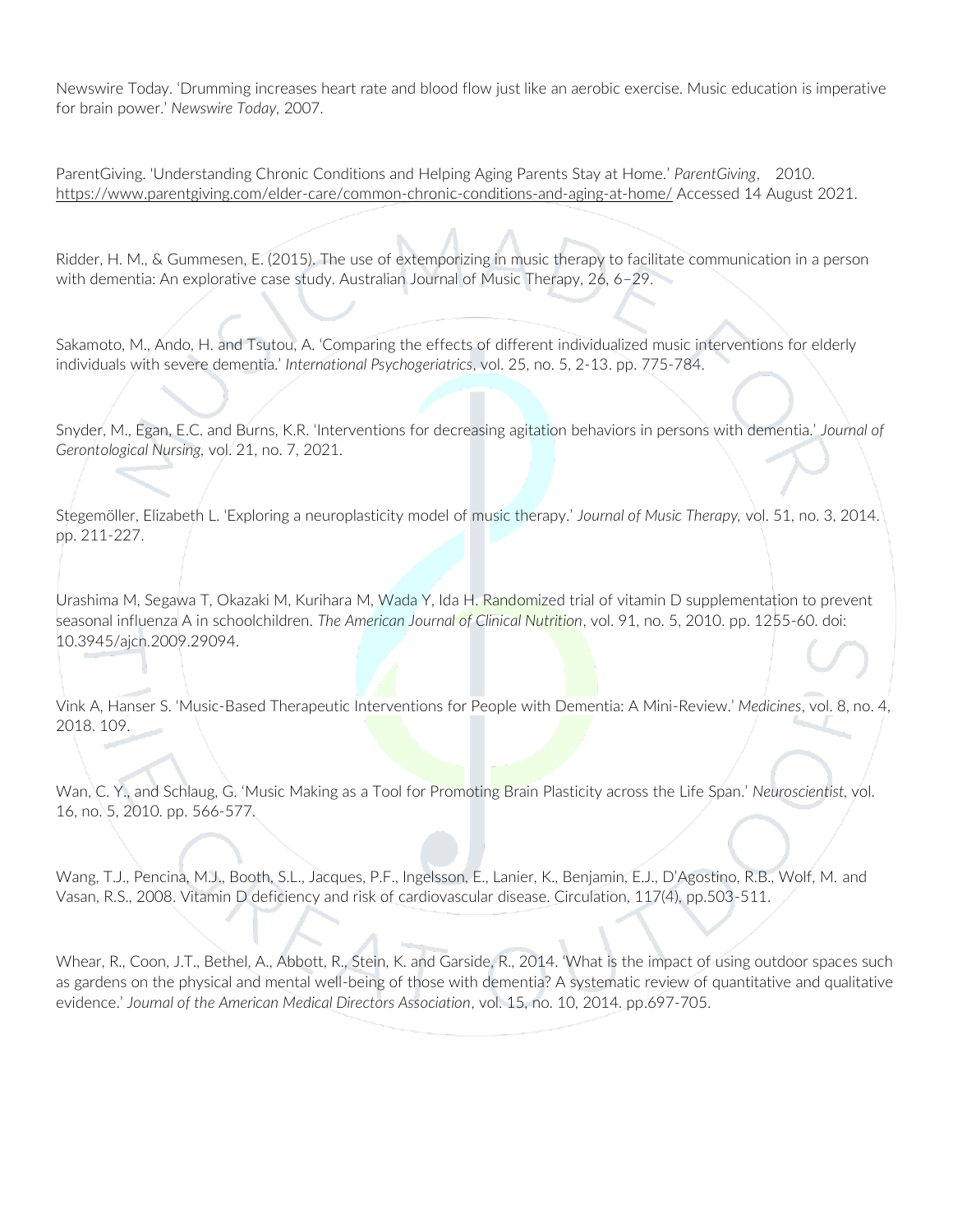Newswire Today. 'Drumming increases heart rate and blood flow just like an aerobic exercise. Music education is imperative for brain power.' *Newswire Today*, 2007.

ParentGiving. 'Understanding Chronic Conditions and Helping Aging Parents Stay at Home.' *ParentGiving*, 2010. https://www.parentgiving.com/elder-care/common-chronic-conditions-and-aging-at-home/ Accessed 14 August 2021.

Ridder, H. M., & Gummesen, E. (2015). The use of extemporizing in music therapy to facilitate communication in a person with dementia: An explorative case study. Australian Journal of Music Therapy, 26, 6–29.

Sakamoto, M., Ando, H. and Tsutou, A. 'Comparing the effects of different individualized music interventions for elderly individuals with severe dementia.' *International Psychogeriatrics*, vol. 25, no. 5, 2-13. pp. 775-784.

Snyder, M., Egan, E.C. and Burns, K.R. 'Interventions for decreasing agitation behaviors in persons with dementia.' *Journal of Gerontological Nursing,* vol. 21, no. 7, 2021.

Stegemöller, Elizabeth L. 'Exploring a neuroplasticity model of music therapy.' *Journal of Music Therapy,* vol. 51, no. 3, 2014. pp. 211-227.

Urashima M, Segawa T, Okazaki M, Kurihara M, Wada Y, Ida H. Randomized trial of vitamin D supplementation to prevent seasonal influenza A in schoolchildren. *The American Journal of Clinical Nutrition*, vol. 91, no. 5, 2010. pp. 1255-60. doi: 10.3945/ajcn.2009.29094.

Vink A, Hanser S. 'Music-Based Therapeutic Interventions for People with Dementia: A Mini-Review.' *Medicines*, vol. 8, no. 4, 2018. 109.

Wan, C. Y., and Schlaug, G. 'Music Making as a Tool for Promoting Brain Plasticity across the Life Span.' *Neuroscientist*, vol. 16, no. 5, 2010. pp. 566-577.

Wang, T.J., Pencina, M.J., Booth, S.L., Jacques, P.F., Ingelsson, E., Lanier, K., Benjamin, E.J., D'Agostino, R.B., Wolf, M. and Vasan, R.S., 2008. Vitamin D deficiency and risk of cardiovascular disease. Circulation, 117(4), pp.503-511.

Whear, R., Coon, J.T., Bethel, A., Abbott, R., Stein, K. and Garside, R., 2014. 'What is the impact of using outdoor spaces such as gardens on the physical and mental well-being of those with dementia? A systematic review of quantitative and qualitative evidence.' *Journal of the American Medical Directors Association*, vol. 15, no. 10, 2014. pp.697-705.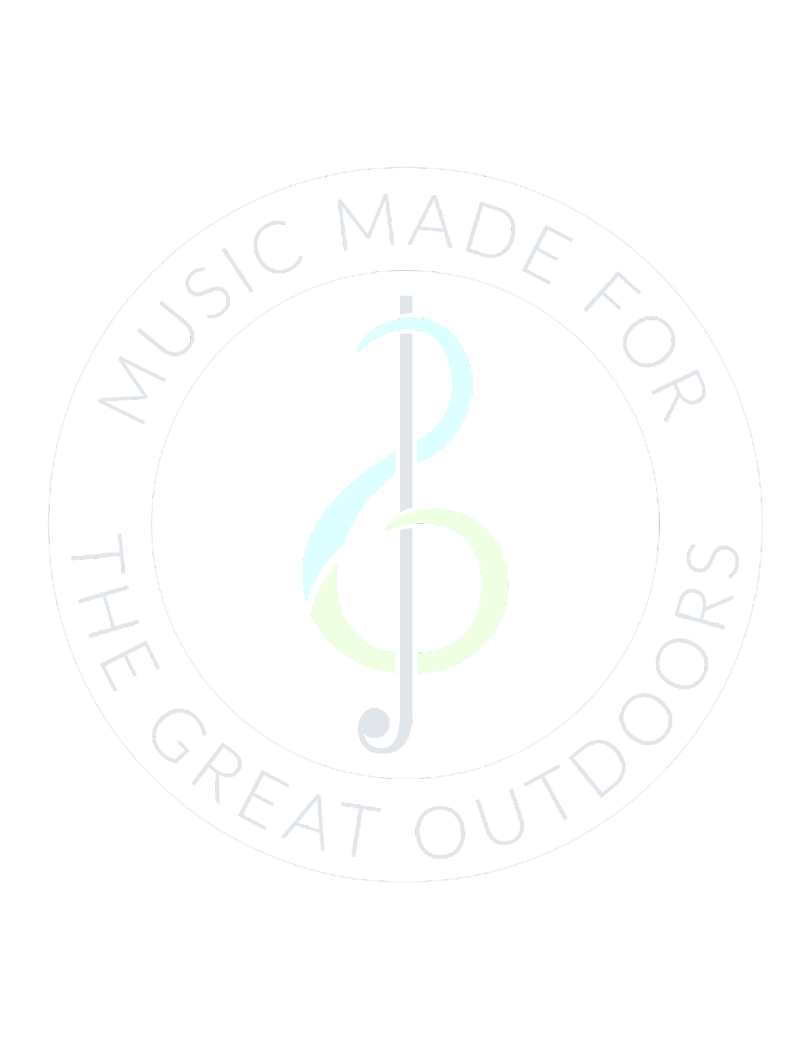MUSIC MADE FOR THE GREAT OUTDOORS